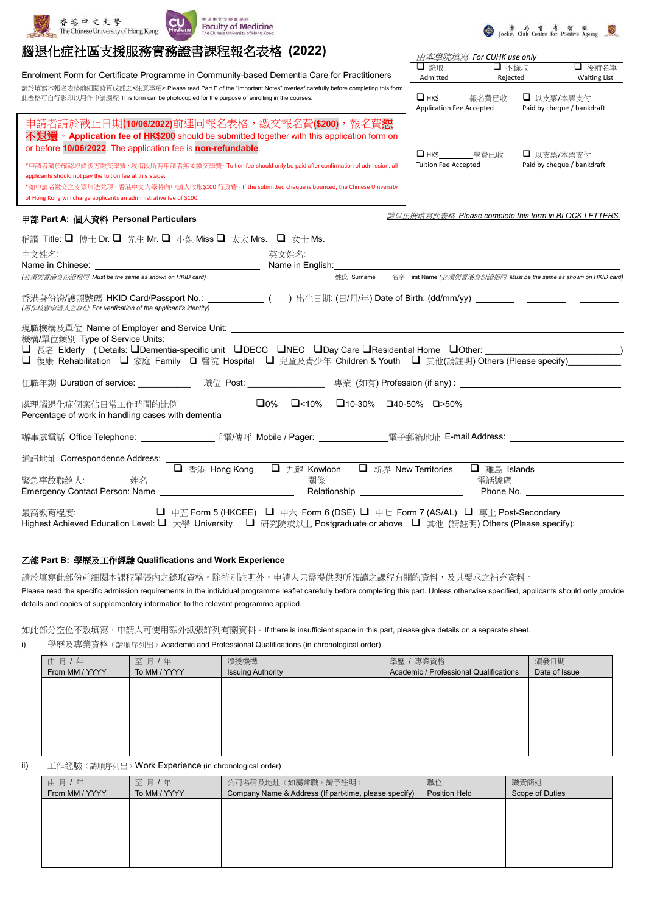香港中文大學 The Chinese University of Hong Kong　CU Medicine 香港中文大學醫學院 Faculty of Medicine The Chinese University of Hong Kong　賽馬會耆智園 Jockey Club Centre for Positive Ageing

# 腦退化症社區支援服務實務證書課程報名表格 (2022)

Enrolment Form for Certificate Programme in Community-based Dementia Care for Practitioners

請於填寫本報名表格前細閱背頁戊部之<注意事項> Please read Part E of the "Important Notes" overleaf carefully before completing this form.
此表格可自行影印以用作申請課程 This form can be photocopied for the purpose of enrolling in the courses.

| 由本學院填寫 For CUHK use only | | |
|---|---|---|
| ❑ 錄取 Admitted | ❑ 不錄取 Rejected | ❑ 後補名單 Waiting List |
| ❑ HK$\_\_\_\_\_\_\_報名費已收 Application Fee Accepted | ❑ 以支票/本票支付 Paid by cheque / bankdraft | |
| ❑ HK$\_\_\_\_\_\_\_學費已收 Tuition Fee Accepted | ❑ 以支票/本票支付 Paid by cheque / bankdraft | |

申請者請於截止日期**(10/06/2022)**前連同報名表格，繳交報名費**($200)**，報名費**恕不退還**。**Application fee of HK$200** should be submitted together with this application form on or before **10/06/2022**. The application fee is **non-refundable**.

*申請者請於確認取錄後方繳交學費，現階段所有申請者無須繳交學費。Tuition fee should only be paid after confirmation of admission, all applicants should not pay the tuition fee at this stage.

*如申請者繳交之支票無法兌現，香港中文大學將向申請人收取$100 行政費。If the submitted cheque is bounced, the Chinese University of Hong Kong will charge applicants an administrative fee of $100.

## 甲部 Part A: 個人資料 Personal Particulars

*請以正楷填寫此表格 Please complete this form in BLOCK LETTERS.*

稱謂 Title: ❑ 博士 Dr. ❑ 先生 Mr. ❑ 小姐 Miss ❑ 太太 Mrs. ❑ 女士 Ms.

中文姓名: Name in Chinese: \_\_\_\_\_\_\_\_\_\_\_\_\_\_\_\_\_\_\_\_
(必須與香港身份證相同 Must be the same as shown on HKID card)

英文姓名: Name in English: \_\_\_\_\_\_\_\_\_\_\_\_\_\_\_\_\_\_\_\_
姓氏 Surname　名字 First Name (必須與香港身份證相同 Must be the same as shown on HKID card)

香港身份證/護照號碼 HKID Card/Passport No.: \_\_\_\_\_\_\_\_\_\_ (　) 出生日期: (日/月/年) Date of Birth: (dd/mm/yy) \_\_\_\_\_—\_\_\_\_\_—\_\_\_\_\_
(用作核實申請人之身份 For verification of the applicant's identity)

現職機構及單位 Name of Employer and Service Unit: \_\_\_\_\_\_\_\_\_\_\_\_\_\_\_\_\_\_\_\_

機構/單位類別 Type of Service Units:
❑ 長者 Elderly ( Details: ❑Dementia-specific unit ❑DECC ❑NEC ❑Day Care ❑Residential Home ❑Other: \_\_\_\_\_\_\_\_\_\_)
❑ 復康 Rehabilitation ❑ 家庭 Family ❑ 醫院 Hospital ❑ 兒童及青少年 Children & Youth ❑ 其他(請註明) Others (Please specify)\_\_\_\_\_\_\_\_\_\_

任職年期 Duration of service: \_\_\_\_\_\_\_\_\_\_ 職位 Post: \_\_\_\_\_\_\_\_\_\_ 專業 (如有) Profession (if any) : \_\_\_\_\_\_\_\_\_\_

處理腦退化症個案佔日常工作時間的比例
Percentage of work in handling cases with dementia　❑0% ❑<10% ❑10-30% ❑40-50% ❑>50%

辦事處電話 Office Telephone: \_\_\_\_\_\_\_\_\_\_ 手電/傳呼 Mobile / Pager: \_\_\_\_\_\_\_\_\_\_ 電子郵箱地址 E-mail Address: \_\_\_\_\_\_\_\_\_\_

通訊地址 Correspondence Address: \_\_\_\_\_\_\_\_\_\_\_\_\_\_\_\_\_\_\_\_
❑ 香港 Hong Kong ❑ 九龍 Kowloon ❑ 新界 New Territories ❑ 離島 Islands

緊急事故聯絡人: 姓名 Emergency Contact Person: Name \_\_\_\_\_\_\_\_\_\_ 關係 Relationship \_\_\_\_\_\_\_\_\_\_ 電話號碼 Phone No. \_\_\_\_\_\_\_\_\_\_

最高教育程度: Highest Achieved Education Level:
❑ 中五 Form 5 (HKCEE) ❑ 中六 Form 6 (DSE) ❑ 中七 Form 7 (AS/AL) ❑ 專上 Post-Secondary
❑ 大學 University ❑ 研究院或以上 Postgraduate or above ❑ 其他 (請註明) Others (Please specify):\_\_\_\_\_\_\_\_\_\_

## 乙部 Part B: 學歷及工作經驗 Qualifications and Work Experience

請於填寫此部份前細閱本課程單張內之錄取資格。除特別註明外，申請人只需提供與所報讀之課程有關的資料，及其要求之補充資料。
Please read the specific admission requirements in the individual programme leaflet carefully before completing this part. Unless otherwise specified, applicants should only provide details and copies of supplementary information to the relevant programme applied.

如此部分空位不敷填寫，申請人可使用額外紙張詳列有關資料。If there is insufficient space in this part, please give details on a separate sheet.

i) 學歷及專業資格（請順序列出）Academic and Professional Qualifications (in chronological order)

| 由 月 / 年 From MM / YYYY | 至 月 / 年 To MM / YYYY | 頒授機構 Issuing Authority | 學歷 / 專業資格 Academic / Professional Qualifications | 頒發日期 Date of Issue |
|---|---|---|---|---|
| | | | | |

ii) 工作經驗（請順序列出）Work Experience (in chronological order)

| 由 月 / 年 From MM / YYYY | 至 月 / 年 To MM / YYYY | 公司名稱及地址（如屬兼職，請予註明）Company Name & Address (If part-time, please specify) | 職位 Position Held | 職責簡述 Scope of Duties |
|---|---|---|---|---|
| | | | | |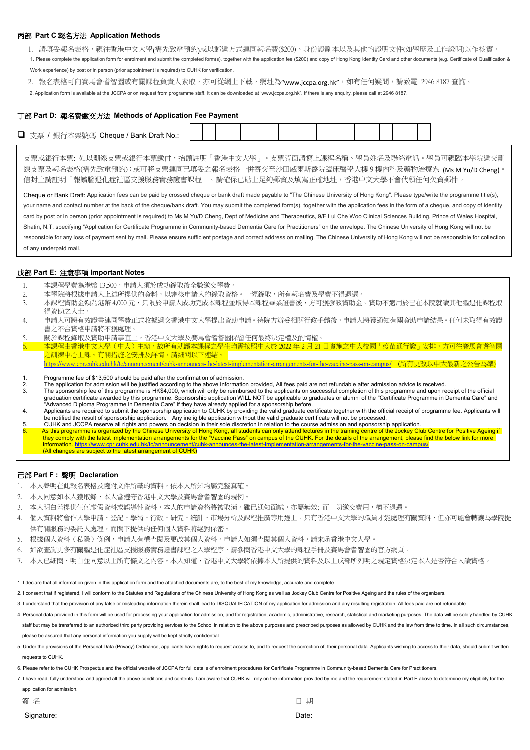## 丙部 Part C 報名方法 Application Methods

1. 請填妥報名表格，親往香港中文大學(需先致電預約)或以郵遞方式連同報名費($200)、身份證副本以及其他的證明文件(如學歷及工作證明)以作核實。
   1. Please complete the application form for enrolment and submit the completed form(s), together with the application fee ($200) and copy of Hong Kong Identity Card and other documents (e.g. Certificate of Qualification & Work experience) by post or in person (prior appointment is required) to CUHK for verification.
2. 報名表格可向賽馬會耆智園或有關課程負責人索取，亦可從網上下載，網址為"www.jccpa.org.hk"，如有任何疑問，請致電 2946 8187 查詢。
   2. Application form is available at the JCCPA or on request from programme staff. It can be downloaded at 'www.jccpa.org.hk". If there is any enquiry, please call at 2946 8187.

## 丁部 Part D: 報名費繳交方法 Methods of Application Fee Payment

☐ 支票 / 銀行本票號碼 Cheque / Bank Draft No.: ____________________

支票或銀行本票: 如以劃線支票或銀行本票繳付，抬頭註明「香港中文大學」。支票背面請寫上課程名稱、學員姓名及聯絡電話。學員可親臨本學院遞交劃線支票及報名表格(需先致電預約)；或可將支票連同已填妥之報名表格一併寄交至沙田威爾斯醫院臨床醫學大樓 9 樓內科及藥物治療系 (Ms M Yu/D Cheng)。信封上請註明「報讀腦退化症社區支援服務實務證書課程」。請確保已貼上足夠郵資及填寫正確地址，香港中文大學不會代領任何欠資郵件。

Cheque or Bank Draft: Application fees can be paid by crossed cheque or bank draft made payable to "The Chinese University of Hong Kong". Please type/write the programme title(s), your name and contact number at the back of the cheque/bank draft. You may submit the completed form(s), together with the application fees in the form of a cheque, and copy of identity card by post or in person (prior appointment is required) to Ms M Yu/D Cheng, Dept of Medicine and Therapeutics, 9/F Lui Che Woo Clinical Sciences Building, Prince of Wales Hospital, Shatin, N.T. specifying "Application for Certificate Programme in Community-based Dementia Care for Practitioners" on the envelope. The Chinese University of Hong Kong will not be responsible for any loss of payment sent by mail. Please ensure sufficient postage and correct address on mailing. The Chinese University of Hong Kong will not be responsible for collection of any underpaid mail.

## 戊部 Part E: 注意事項 Important Notes

1. 本課程學費為港幣 13,500，申請人須於成功錄取後全數繳交學費。
2. 本學院將根據申請人上述所提供的資料，以審核申請人的錄取資格。一經錄取，所有報名費及學費不得退還。
3. 本課程資助金額為港幣 4,000 元，只限於申請人成功完成本課程並取得本課程畢業證書後，方可獲發該資助金。資助不適用於已在本院就讀其他腦退化課程取得資助之人士。
4. 申請人可將有效證書連同學費正式收據遞交香港中文大學提出資助申請。待院方辦妥相關行政手續後，申請人將獲通知有關資助申請結果。任何未取得有效證書之不合資格申請將不獲處理。
5. 關於課程錄取及資助申請事宜上，香港中文大學及賽馬會耆智園保留任何最終決定權及酌情權。
6. 本課程由香港中文大學（中大）主辦，故所有就讀本課程之學生均需按照中大於 2022 年 2 月 21 日實施之中大校園「疫苗通行證」安排，方可往賽馬會耆智園之訓練中心上課。有關措施之安排及詳情，請細閱以下連結。
   https://www.cpr.cuhk.edu.hk/tc/announcement/cuhk-announces-the-latest-implementation-arrangements-for-the-vaccine-pass-on-campus/ (所有更改以中大最新之公告為準)

1. Programme fee of $13,500 should be paid after the confirmation of admission.
2. The application for admission will be justified according to the above information provided, All fees paid are not refundable after admission advice is received.
3. The sponsorship fee of this programme is HK$4,000, which will only be reimbursed to the applicants on successful completion of this programme and upon receipt of the official graduation certificate awarded by this programme. Sponsorship application WILL NOT be applicable to graduates or alumni of the "Certificate Programme in Dementia Care" and "Advanced Diploma Programme in Dementia Care" if they have already applied for a sponsorship before.
4. Applicants are required to submit the sponsorship application to CUHK by providing the valid graduate certificate together with the official receipt of programme fee. Applicants will be notified the result of sponsorship application. Any ineligible application without the valid graduate certificate will not be processed.
5. CUHK and JCCPA reserve all rights and powers on decision in their sole discretion in relation to the course admission and sponsorship application.
6. As this programme is organized by the Chinese University of Hong Kong, all students can only attend lectures in the training centre of the Jockey Club Centre for Positive Ageing if they comply with the latest implementation arrangements for the "Vaccine Pass" on campus of the CUHK. For the details of the arrangement, please find the below link for more information. https://www.cpr.cuhk.edu.hk/tc/announcement/cuhk-announces-the-latest-implementation-arrangements-for-the-vaccine-pass-on-campus/
   (All changes are subject to the latest arrangement of CUHK)

## 已部 Part F： 聲明 Declaration

1. 本人聲明在此報名表格及隨附文件所載的資料，依本人所知均屬完整真確。
2. 本人同意如本人獲取錄，本人當遵守香港中文大學及賽馬會耆智園的規例。
3. 本人明白若提供任何虛假資料或誤導性資料，本人的申請資格將被取消。雖已通知面試，亦屬無效; 而一切繳交費用，概不退還。
4. 個人資料將會作入學申請、登記、學術、行政、研究、統計、市場分析及課程推廣等用途上。只有香港中文大學的職員才能處理有關資料，但亦可能會轉讓為學院提供有關服務的委託人處理，而閣下提供的任何個人資料將絕對保密。
5. 根據個人資料（私隱）條例，申請人有權查閱及更改其個人資料。申請人如須查閱其個人資料，請來函香港中文大學。
6. 如欲查詢更多有關腦退化症社區支援服務實務證書課程之入學程序，請參閱香港中文大學的課程手冊及賽馬會耆智園的官方網頁。
7. 本人已細閱、明白並同意以上所有條文之內容。本人知道，香港中文大學將依據本人所提供的資料及以上戊部所列明之規定資格決定本人是否符合入讀資格。

1. I declare that all information given in this application form and the attached documents are, to the best of my knowledge, accurate and complete.
2. I consent that if registered, I will conform to the Statutes and Regulations of the Chinese University of Hong Kong as well as Jockey Club Centre for Positive Ageing and the rules of the organizers.
3. I understand that the provision of any false or misleading information therein shall lead to DISQUALIFICATION of my application for admission and any resulting registration. All fees paid are not refundable.
4. Personal data provided in this form will be used for processing your application for admission, and for registration, academic, administrative, research, statistical and marketing purposes. The data will be solely handled by CUHK staff but may be transferred to an authorized third party providing services to the School in relation to the above purposes and prescribed purposes as allowed by CUHK and the law from time to time. In all such circumstances, please be assured that any personal information you supply will be kept strictly confidential.
5. Under the provisions of the Personal Data (Privacy) Ordinance, applicants have rights to request access to, and to request the correction of, their personal data. Applicants wishing to access to their data, should submit written requests to CUHK.
6. Please refer to the CUHK Prospectus and the official website of JCCPA for full details of enrolment procedures for Certificate Programme in Community-based Dementia Care for Practitioners.
7. I have read, fully understood and agreed all the above conditions and contents. I am aware that CUHK will rely on the information provided by me and the requirement stated in Part E above to determine my eligibility for the application for admission.

簽 名
Signature: ____________________

日 期
Date: ____________________